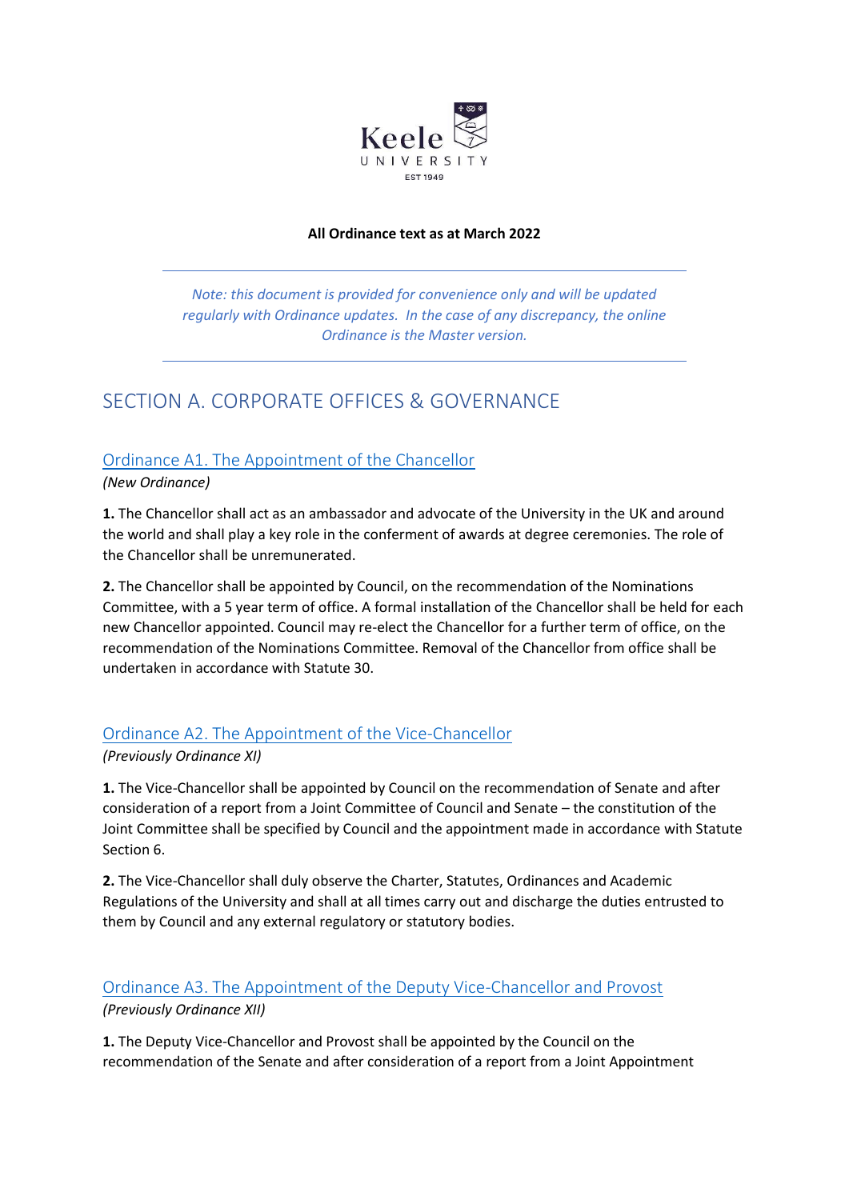**All Ordinance text as at March 2022**

*Note: this document is provided for convenience only and will be updated regularly with Ordinance updates. In the case of any discrepancy, the online Ordinance is the Master version.*

# SECTION A. CORPORATE OFFICES & GOVERNANCE

## Ordinance A1. The Appointment of the Chancellor

*(New Ordinance)*

**1.** The Chancellor shall act as an ambassador and advocate of the University in the UK and around the world and shall play a key role in the conferment of awards at degree ceremonies. The role of the Chancellor shall be unremunerated.

**2.** The Chancellor shall be appointed by Council, on the recommendation of the Nominations Committee, with a 5 year term of office. A formal installation of the Chancellor shall be held for each new Chancellor appointed. Council may re-elect the Chancellor for a further term of office, on the recommendation of the Nominations Committee. Removal of the Chancellor from office shall be undertaken in accordance with Statute 30.

## Ordinance A2. The Appointment of the Vice-Chancellor

*(Previously Ordinance XI)*

**1.** The Vice-Chancellor shall be appointed by Council on the recommendation of Senate and after consideration of a report from a Joint Committee of Council and Senate – the constitution of the Joint Committee shall be specified by Council and the appointment made in accordance with Statute Section 6.

**2.** The Vice-Chancellor shall duly observe the Charter, Statutes, Ordinances and Academic Regulations of the University and shall at all times carry out and discharge the duties entrusted to them by Council and any external regulatory or statutory bodies.

## Ordinance A3. The Appointment of the Deputy Vice-Chancellor and Provost

*(Previously Ordinance XII)*

**1.** The Deputy Vice-Chancellor and Provost shall be appointed by the Council on the recommendation of the Senate and after consideration of a report from a Joint Appointment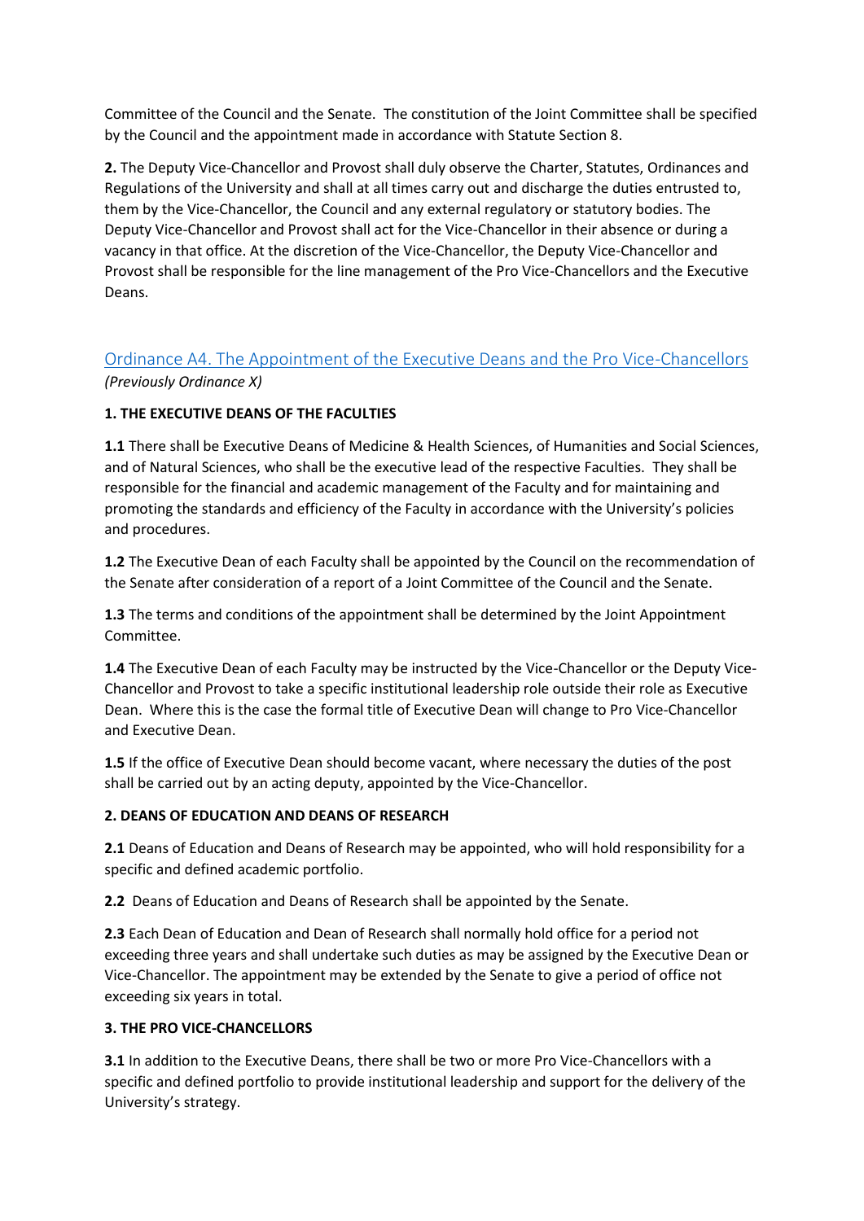Committee of the Council and the Senate. The constitution of the Joint Committee shall be specified by the Council and the appointment made in accordance with Statute Section 8.

**2.** The Deputy Vice-Chancellor and Provost shall duly observe the Charter, Statutes, Ordinances and Regulations of the University and shall at all times carry out and discharge the duties entrusted to, them by the Vice-Chancellor, the Council and any external regulatory or statutory bodies. The Deputy Vice-Chancellor and Provost shall act for the Vice-Chancellor in their absence or during a vacancy in that office. At the discretion of the Vice-Chancellor, the Deputy Vice-Chancellor and Provost shall be responsible for the line management of the Pro Vice-Chancellors and the Executive Deans.

## Ordinance A4. The Appointment of the Executive Deans and the Pro Vice-Chancellors

*(Previously Ordinance X)*

**1. THE EXECUTIVE DEANS OF THE FACULTIES**

**1.1** There shall be Executive Deans of Medicine & Health Sciences, of Humanities and Social Sciences, and of Natural Sciences, who shall be the executive lead of the respective Faculties. They shall be responsible for the financial and academic management of the Faculty and for maintaining and promoting the standards and efficiency of the Faculty in accordance with the University's policies and procedures.

**1.2** The Executive Dean of each Faculty shall be appointed by the Council on the recommendation of the Senate after consideration of a report of a Joint Committee of the Council and the Senate.

**1.3** The terms and conditions of the appointment shall be determined by the Joint Appointment Committee.

**1.4** The Executive Dean of each Faculty may be instructed by the Vice-Chancellor or the Deputy Vice-Chancellor and Provost to take a specific institutional leadership role outside their role as Executive Dean. Where this is the case the formal title of Executive Dean will change to Pro Vice-Chancellor and Executive Dean.

**1.5** If the office of Executive Dean should become vacant, where necessary the duties of the post shall be carried out by an acting deputy, appointed by the Vice-Chancellor.

**2. DEANS OF EDUCATION AND DEANS OF RESEARCH**

**2.1** Deans of Education and Deans of Research may be appointed, who will hold responsibility for a specific and defined academic portfolio.

**2.2** Deans of Education and Deans of Research shall be appointed by the Senate.

**2.3** Each Dean of Education and Dean of Research shall normally hold office for a period not exceeding three years and shall undertake such duties as may be assigned by the Executive Dean or Vice-Chancellor. The appointment may be extended by the Senate to give a period of office not exceeding six years in total.

**3. THE PRO VICE-CHANCELLORS**

**3.1** In addition to the Executive Deans, there shall be two or more Pro Vice-Chancellors with a specific and defined portfolio to provide institutional leadership and support for the delivery of the University's strategy.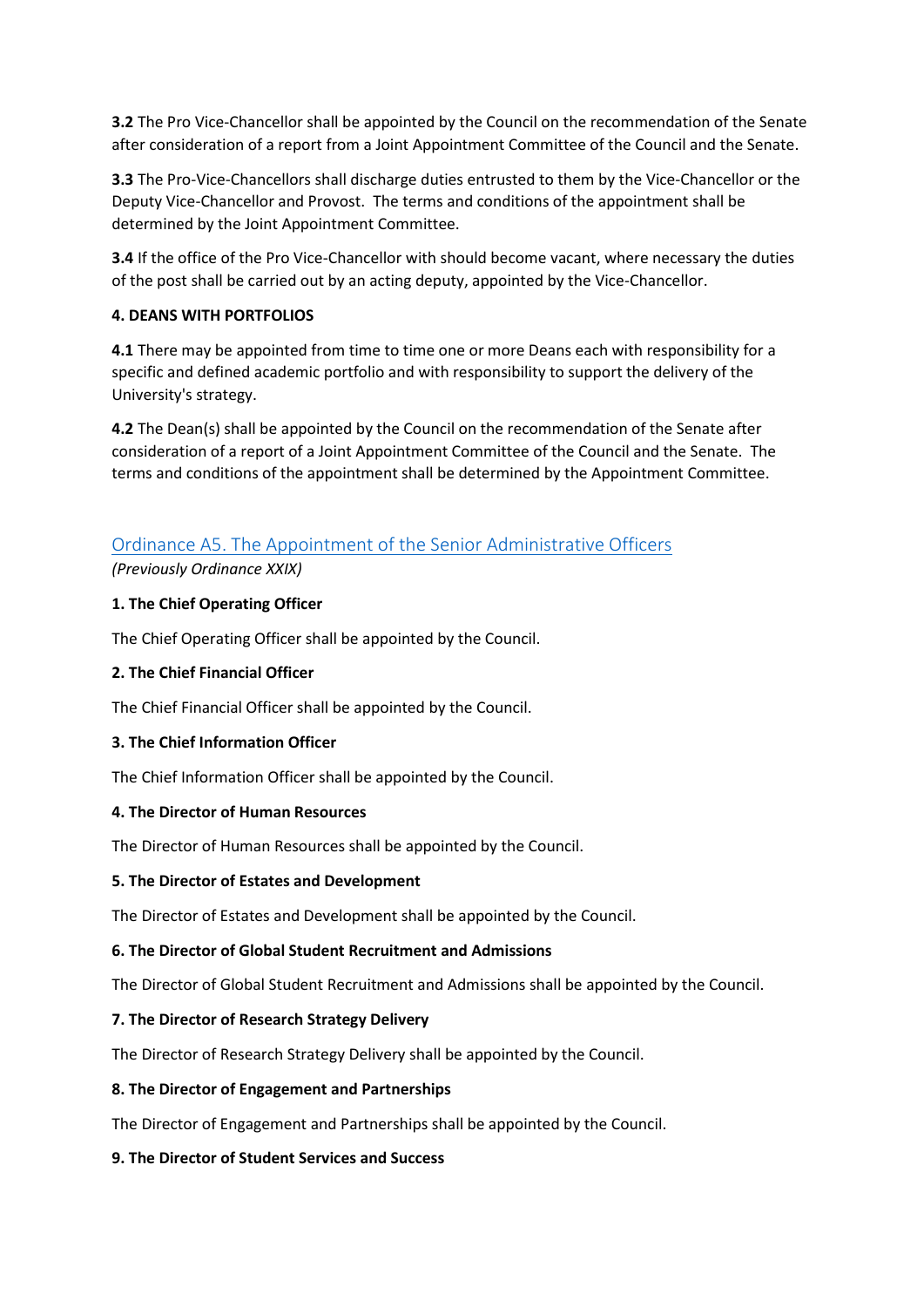**3.2** The Pro Vice-Chancellor shall be appointed by the Council on the recommendation of the Senate after consideration of a report from a Joint Appointment Committee of the Council and the Senate.

**3.3** The Pro-Vice-Chancellors shall discharge duties entrusted to them by the Vice-Chancellor or the Deputy Vice-Chancellor and Provost. The terms and conditions of the appointment shall be determined by the Joint Appointment Committee.

**3.4** If the office of the Pro Vice-Chancellor with should become vacant, where necessary the duties of the post shall be carried out by an acting deputy, appointed by the Vice-Chancellor.

**4. DEANS WITH PORTFOLIOS**

**4.1** There may be appointed from time to time one or more Deans each with responsibility for a specific and defined academic portfolio and with responsibility to support the delivery of the University's strategy.

**4.2** The Dean(s) shall be appointed by the Council on the recommendation of the Senate after consideration of a report of a Joint Appointment Committee of the Council and the Senate. The terms and conditions of the appointment shall be determined by the Appointment Committee.

## Ordinance A5. The Appointment of the Senior Administrative Officers

*(Previously Ordinance XXIX)*

**1. The Chief Operating Officer**

The Chief Operating Officer shall be appointed by the Council.

**2. The Chief Financial Officer**

The Chief Financial Officer shall be appointed by the Council.

**3. The Chief Information Officer**

The Chief Information Officer shall be appointed by the Council.

**4. The Director of Human Resources**

The Director of Human Resources shall be appointed by the Council.

**5. The Director of Estates and Development**

The Director of Estates and Development shall be appointed by the Council.

**6. The Director of Global Student Recruitment and Admissions**

The Director of Global Student Recruitment and Admissions shall be appointed by the Council.

**7. The Director of Research Strategy Delivery**

The Director of Research Strategy Delivery shall be appointed by the Council.

**8. The Director of Engagement and Partnerships**

The Director of Engagement and Partnerships shall be appointed by the Council.

**9. The Director of Student Services and Success**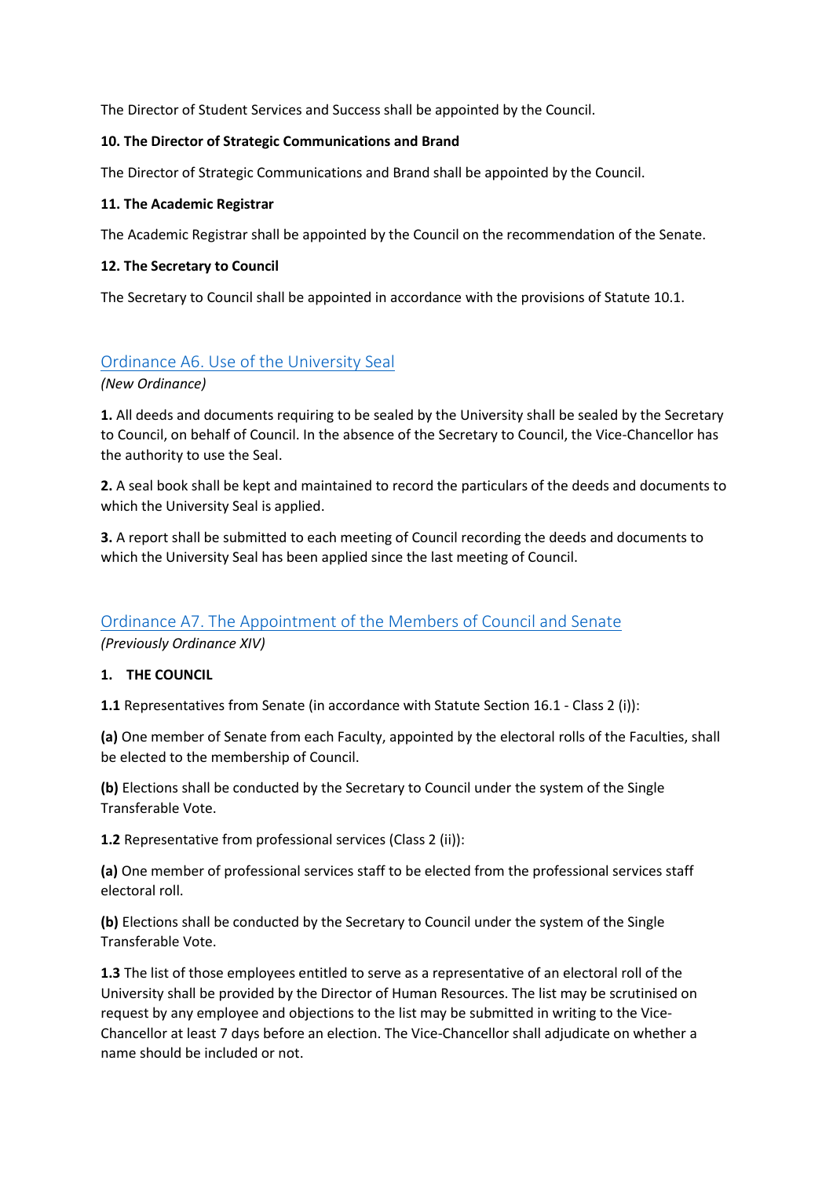The Director of Student Services and Success shall be appointed by the Council.

**10. The Director of Strategic Communications and Brand**

The Director of Strategic Communications and Brand shall be appointed by the Council.

**11. The Academic Registrar**

The Academic Registrar shall be appointed by the Council on the recommendation of the Senate.

**12. The Secretary to Council**

The Secretary to Council shall be appointed in accordance with the provisions of Statute 10.1.

## Ordinance A6. Use of the University Seal

*(New Ordinance)*

**1.** All deeds and documents requiring to be sealed by the University shall be sealed by the Secretary to Council, on behalf of Council. In the absence of the Secretary to Council, the Vice-Chancellor has the authority to use the Seal.

**2.** A seal book shall be kept and maintained to record the particulars of the deeds and documents to which the University Seal is applied.

**3.** A report shall be submitted to each meeting of Council recording the deeds and documents to which the University Seal has been applied since the last meeting of Council.

## Ordinance A7. The Appointment of the Members of Council and Senate

*(Previously Ordinance XIV)*

**1. THE COUNCIL**

**1.1** Representatives from Senate (in accordance with Statute Section 16.1 - Class 2 (i)):

**(a)** One member of Senate from each Faculty, appointed by the electoral rolls of the Faculties, shall be elected to the membership of Council.

**(b)** Elections shall be conducted by the Secretary to Council under the system of the Single Transferable Vote.

**1.2** Representative from professional services (Class 2 (ii)):

**(a)** One member of professional services staff to be elected from the professional services staff electoral roll.

**(b)** Elections shall be conducted by the Secretary to Council under the system of the Single Transferable Vote.

**1.3** The list of those employees entitled to serve as a representative of an electoral roll of the University shall be provided by the Director of Human Resources. The list may be scrutinised on request by any employee and objections to the list may be submitted in writing to the Vice-Chancellor at least 7 days before an election. The Vice-Chancellor shall adjudicate on whether a name should be included or not.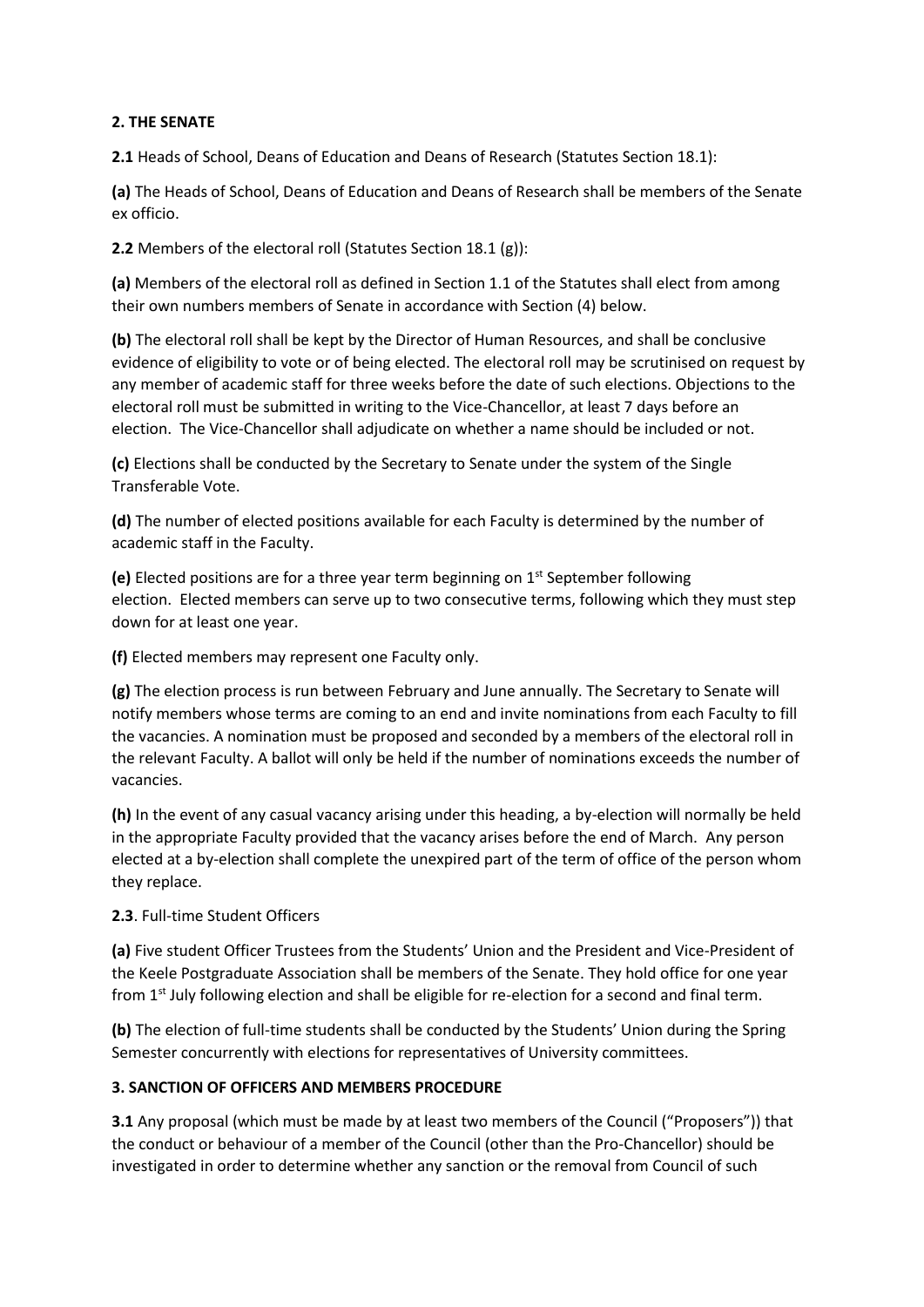## 2. THE SENATE

**2.1** Heads of School, Deans of Education and Deans of Research (Statutes Section 18.1):

**(a)** The Heads of School, Deans of Education and Deans of Research shall be members of the Senate ex officio.

**2.2** Members of the electoral roll (Statutes Section 18.1 (g)):

**(a)** Members of the electoral roll as defined in Section 1.1 of the Statutes shall elect from among their own numbers members of Senate in accordance with Section (4) below.

**(b)** The electoral roll shall be kept by the Director of Human Resources, and shall be conclusive evidence of eligibility to vote or of being elected. The electoral roll may be scrutinised on request by any member of academic staff for three weeks before the date of such elections. Objections to the electoral roll must be submitted in writing to the Vice-Chancellor, at least 7 days before an election. The Vice-Chancellor shall adjudicate on whether a name should be included or not.

**(c)** Elections shall be conducted by the Secretary to Senate under the system of the Single Transferable Vote.

**(d)** The number of elected positions available for each Faculty is determined by the number of academic staff in the Faculty.

**(e)** Elected positions are for a three year term beginning on 1st September following election. Elected members can serve up to two consecutive terms, following which they must step down for at least one year.

**(f)** Elected members may represent one Faculty only.

**(g)** The election process is run between February and June annually. The Secretary to Senate will notify members whose terms are coming to an end and invite nominations from each Faculty to fill the vacancies. A nomination must be proposed and seconded by a members of the electoral roll in the relevant Faculty. A ballot will only be held if the number of nominations exceeds the number of vacancies.

**(h)** In the event of any casual vacancy arising under this heading, a by-election will normally be held in the appropriate Faculty provided that the vacancy arises before the end of March. Any person elected at a by-election shall complete the unexpired part of the term of office of the person whom they replace.

**2.3**. Full-time Student Officers

**(a)** Five student Officer Trustees from the Students' Union and the President and Vice-President of the Keele Postgraduate Association shall be members of the Senate. They hold office for one year from 1st July following election and shall be eligible for re-election for a second and final term.

**(b)** The election of full-time students shall be conducted by the Students' Union during the Spring Semester concurrently with elections for representatives of University committees.

## 3. SANCTION OF OFFICERS AND MEMBERS PROCEDURE

**3.1** Any proposal (which must be made by at least two members of the Council ("Proposers")) that the conduct or behaviour of a member of the Council (other than the Pro-Chancellor) should be investigated in order to determine whether any sanction or the removal from Council of such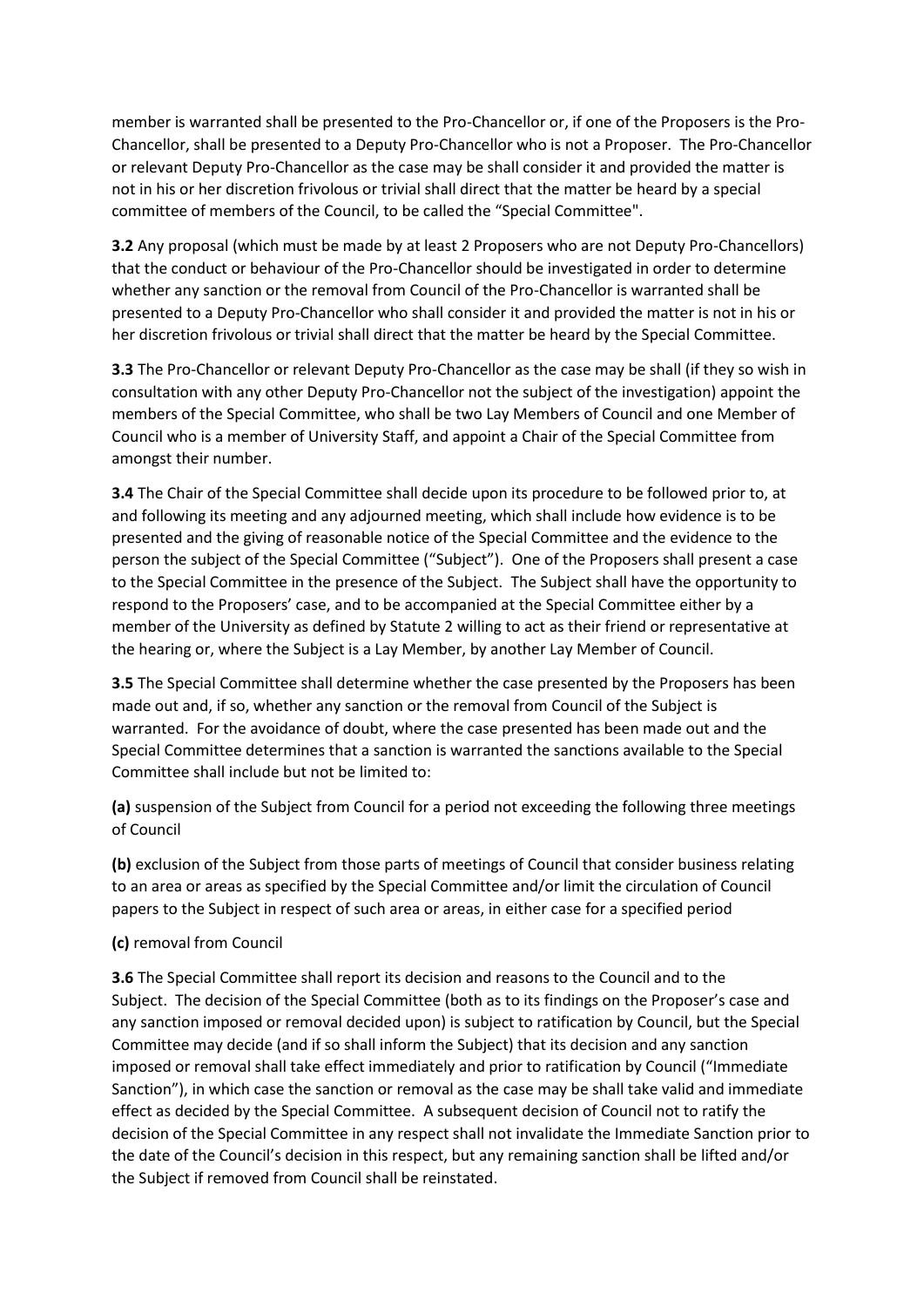member is warranted shall be presented to the Pro-Chancellor or, if one of the Proposers is the Pro-Chancellor, shall be presented to a Deputy Pro-Chancellor who is not a Proposer. The Pro-Chancellor or relevant Deputy Pro-Chancellor as the case may be shall consider it and provided the matter is not in his or her discretion frivolous or trivial shall direct that the matter be heard by a special committee of members of the Council, to be called the "Special Committee".

**3.2** Any proposal (which must be made by at least 2 Proposers who are not Deputy Pro-Chancellors) that the conduct or behaviour of the Pro-Chancellor should be investigated in order to determine whether any sanction or the removal from Council of the Pro-Chancellor is warranted shall be presented to a Deputy Pro-Chancellor who shall consider it and provided the matter is not in his or her discretion frivolous or trivial shall direct that the matter be heard by the Special Committee.

**3.3** The Pro-Chancellor or relevant Deputy Pro-Chancellor as the case may be shall (if they so wish in consultation with any other Deputy Pro-Chancellor not the subject of the investigation) appoint the members of the Special Committee, who shall be two Lay Members of Council and one Member of Council who is a member of University Staff, and appoint a Chair of the Special Committee from amongst their number.

**3.4** The Chair of the Special Committee shall decide upon its procedure to be followed prior to, at and following its meeting and any adjourned meeting, which shall include how evidence is to be presented and the giving of reasonable notice of the Special Committee and the evidence to the person the subject of the Special Committee ("Subject"). One of the Proposers shall present a case to the Special Committee in the presence of the Subject. The Subject shall have the opportunity to respond to the Proposers' case, and to be accompanied at the Special Committee either by a member of the University as defined by Statute 2 willing to act as their friend or representative at the hearing or, where the Subject is a Lay Member, by another Lay Member of Council.

**3.5** The Special Committee shall determine whether the case presented by the Proposers has been made out and, if so, whether any sanction or the removal from Council of the Subject is warranted. For the avoidance of doubt, where the case presented has been made out and the Special Committee determines that a sanction is warranted the sanctions available to the Special Committee shall include but not be limited to:

**(a)** suspension of the Subject from Council for a period not exceeding the following three meetings of Council

**(b)** exclusion of the Subject from those parts of meetings of Council that consider business relating to an area or areas as specified by the Special Committee and/or limit the circulation of Council papers to the Subject in respect of such area or areas, in either case for a specified period

**(c)** removal from Council

**3.6** The Special Committee shall report its decision and reasons to the Council and to the Subject. The decision of the Special Committee (both as to its findings on the Proposer's case and any sanction imposed or removal decided upon) is subject to ratification by Council, but the Special Committee may decide (and if so shall inform the Subject) that its decision and any sanction imposed or removal shall take effect immediately and prior to ratification by Council ("Immediate Sanction"), in which case the sanction or removal as the case may be shall take valid and immediate effect as decided by the Special Committee. A subsequent decision of Council not to ratify the decision of the Special Committee in any respect shall not invalidate the Immediate Sanction prior to the date of the Council's decision in this respect, but any remaining sanction shall be lifted and/or the Subject if removed from Council shall be reinstated.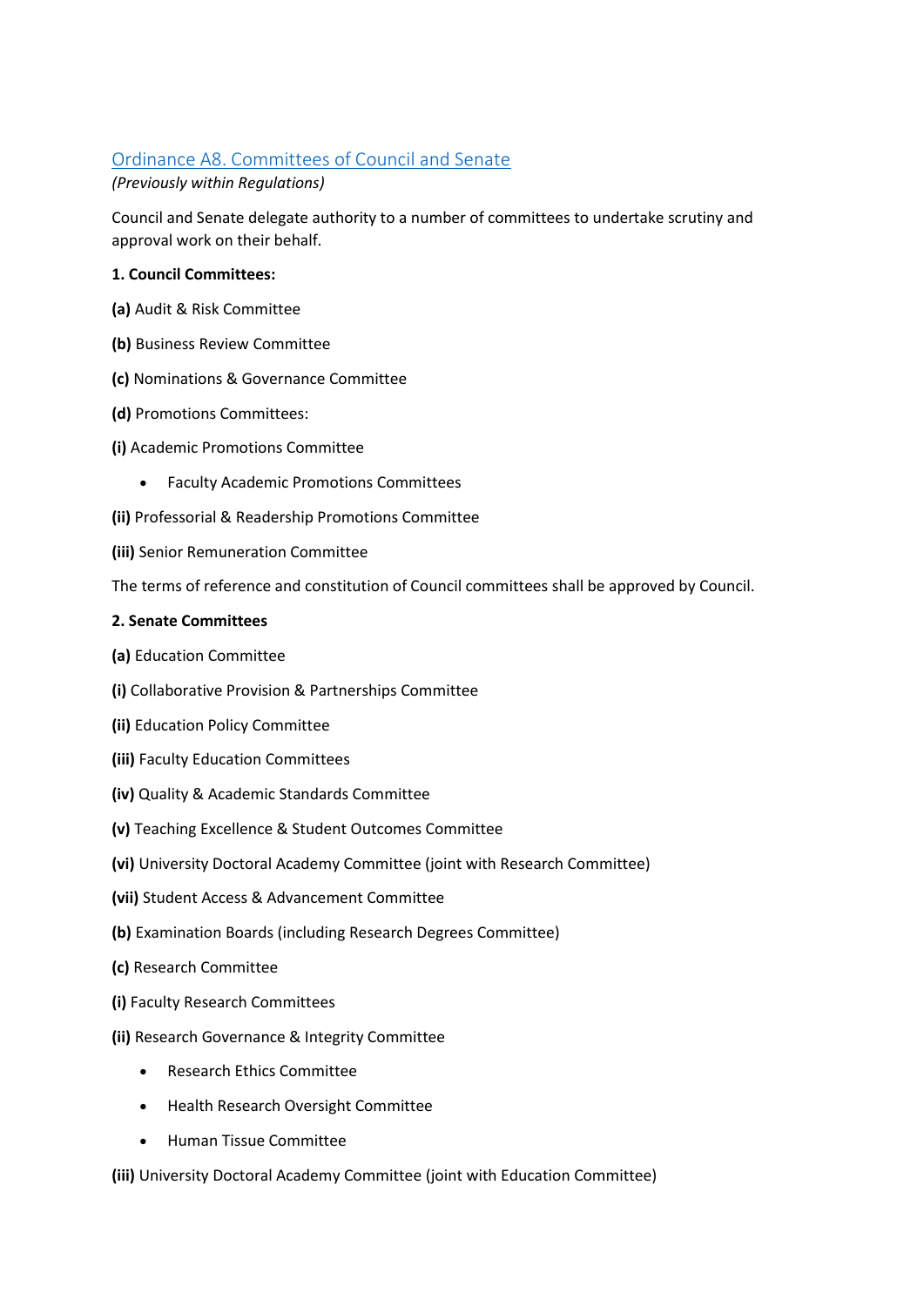## [Ordinance A8. Committees of Council and Senate]

*(Previously within Regulations)*

Council and Senate delegate authority to a number of committees to undertake scrutiny and approval work on their behalf.

**1. Council Committees:**

**(a)** Audit & Risk Committee

**(b)** Business Review Committee

**(c)** Nominations & Governance Committee

**(d)** Promotions Committees:

**(i)** Academic Promotions Committee

- Faculty Academic Promotions Committees

**(ii)** Professorial & Readership Promotions Committee

**(iii)** Senior Remuneration Committee

The terms of reference and constitution of Council committees shall be approved by Council.

**2. Senate Committees**

**(a)** Education Committee

**(i)** Collaborative Provision & Partnerships Committee

**(ii)** Education Policy Committee

**(iii)** Faculty Education Committees

**(iv)** Quality & Academic Standards Committee

**(v)** Teaching Excellence & Student Outcomes Committee

**(vi)** University Doctoral Academy Committee (joint with Research Committee)

**(vii)** Student Access & Advancement Committee

**(b)** Examination Boards (including Research Degrees Committee)

**(c)** Research Committee

**(i)** Faculty Research Committees

**(ii)** Research Governance & Integrity Committee

- Research Ethics Committee
- Health Research Oversight Committee
- Human Tissue Committee

**(iii)** University Doctoral Academy Committee (joint with Education Committee)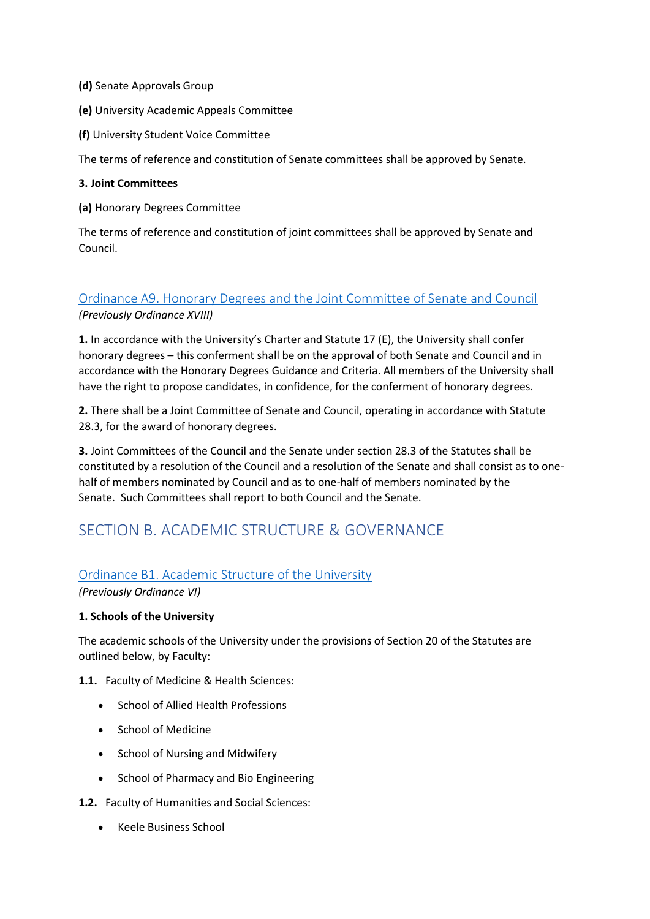**(d)** Senate Approvals Group

**(e)** University Academic Appeals Committee

**(f)** University Student Voice Committee

The terms of reference and constitution of Senate committees shall be approved by Senate.

**3. Joint Committees**

**(a)** Honorary Degrees Committee

The terms of reference and constitution of joint committees shall be approved by Senate and Council.

### Ordinance A9. Honorary Degrees and the Joint Committee of Senate and Council

*(Previously Ordinance XVIII)*

**1.** In accordance with the University's Charter and Statute 17 (E), the University shall confer honorary degrees – this conferment shall be on the approval of both Senate and Council and in accordance with the Honorary Degrees Guidance and Criteria. All members of the University shall have the right to propose candidates, in confidence, for the conferment of honorary degrees.

**2.** There shall be a Joint Committee of Senate and Council, operating in accordance with Statute 28.3, for the award of honorary degrees.

**3.** Joint Committees of the Council and the Senate under section 28.3 of the Statutes shall be constituted by a resolution of the Council and a resolution of the Senate and shall consist as to one-half of members nominated by Council and as to one-half of members nominated by the Senate. Such Committees shall report to both Council and the Senate.

## SECTION B. ACADEMIC STRUCTURE & GOVERNANCE

### Ordinance B1. Academic Structure of the University

*(Previously Ordinance VI)*

**1. Schools of the University**

The academic schools of the University under the provisions of Section 20 of the Statutes are outlined below, by Faculty:

**1.1.** Faculty of Medicine & Health Sciences:

- School of Allied Health Professions
- School of Medicine
- School of Nursing and Midwifery
- School of Pharmacy and Bio Engineering

**1.2.** Faculty of Humanities and Social Sciences:

- Keele Business School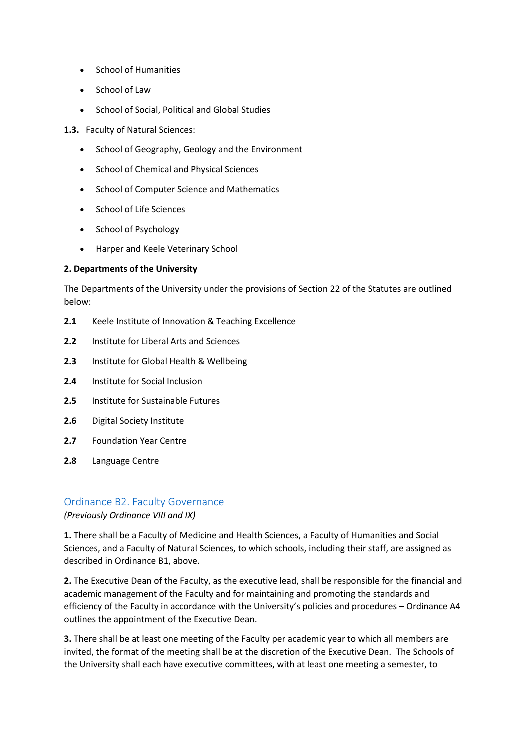- School of Humanities
- School of Law
- School of Social, Political and Global Studies

**1.3.** Faculty of Natural Sciences:

- School of Geography, Geology and the Environment
- School of Chemical and Physical Sciences
- School of Computer Science and Mathematics
- School of Life Sciences
- School of Psychology
- Harper and Keele Veterinary School

**2. Departments of the University**

The Departments of the University under the provisions of Section 22 of the Statutes are outlined below:

**2.1** Keele Institute of Innovation & Teaching Excellence

**2.2** Institute for Liberal Arts and Sciences

**2.3** Institute for Global Health & Wellbeing

**2.4** Institute for Social Inclusion

**2.5** Institute for Sustainable Futures

**2.6** Digital Society Institute

**2.7** Foundation Year Centre

**2.8** Language Centre

## Ordinance B2. Faculty Governance

*(Previously Ordinance VIII and IX)*

**1.** There shall be a Faculty of Medicine and Health Sciences, a Faculty of Humanities and Social Sciences, and a Faculty of Natural Sciences, to which schools, including their staff, are assigned as described in Ordinance B1, above.

**2.** The Executive Dean of the Faculty, as the executive lead, shall be responsible for the financial and academic management of the Faculty and for maintaining and promoting the standards and efficiency of the Faculty in accordance with the University's policies and procedures – Ordinance A4 outlines the appointment of the Executive Dean.

**3.** There shall be at least one meeting of the Faculty per academic year to which all members are invited, the format of the meeting shall be at the discretion of the Executive Dean. The Schools of the University shall each have executive committees, with at least one meeting a semester, to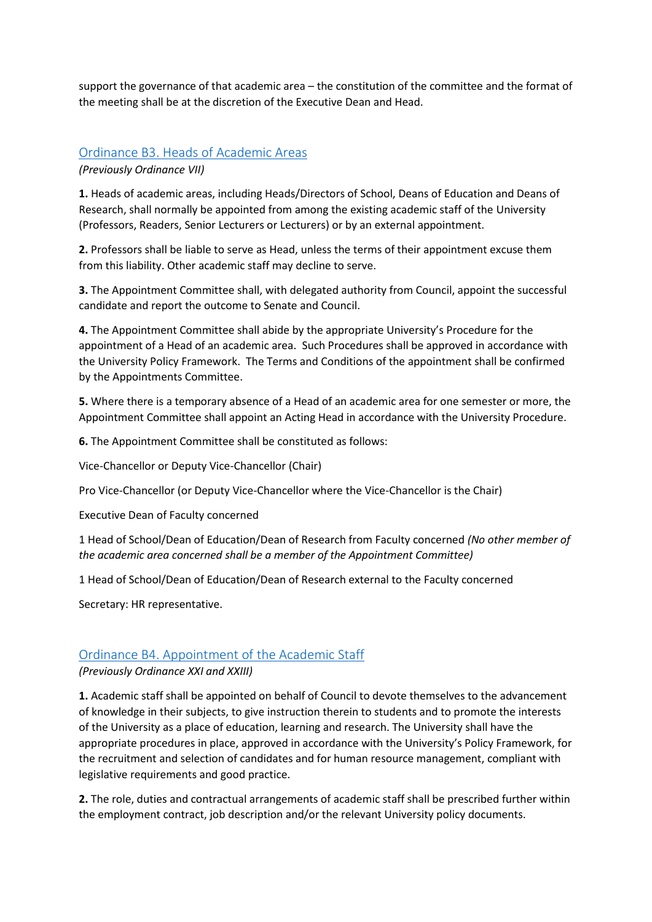support the governance of that academic area – the constitution of the committee and the format of the meeting shall be at the discretion of the Executive Dean and Head.

## Ordinance B3. Heads of Academic Areas

*(Previously Ordinance VII)*

**1.** Heads of academic areas, including Heads/Directors of School, Deans of Education and Deans of Research, shall normally be appointed from among the existing academic staff of the University (Professors, Readers, Senior Lecturers or Lecturers) or by an external appointment.

**2.** Professors shall be liable to serve as Head, unless the terms of their appointment excuse them from this liability. Other academic staff may decline to serve.

**3.** The Appointment Committee shall, with delegated authority from Council, appoint the successful candidate and report the outcome to Senate and Council.

**4.** The Appointment Committee shall abide by the appropriate University's Procedure for the appointment of a Head of an academic area. Such Procedures shall be approved in accordance with the University Policy Framework. The Terms and Conditions of the appointment shall be confirmed by the Appointments Committee.

**5.** Where there is a temporary absence of a Head of an academic area for one semester or more, the Appointment Committee shall appoint an Acting Head in accordance with the University Procedure.

**6.** The Appointment Committee shall be constituted as follows:

Vice-Chancellor or Deputy Vice-Chancellor (Chair)

Pro Vice-Chancellor (or Deputy Vice-Chancellor where the Vice-Chancellor is the Chair)

Executive Dean of Faculty concerned

1 Head of School/Dean of Education/Dean of Research from Faculty concerned *(No other member of the academic area concerned shall be a member of the Appointment Committee)*

1 Head of School/Dean of Education/Dean of Research external to the Faculty concerned

Secretary: HR representative.

## Ordinance B4. Appointment of the Academic Staff

*(Previously Ordinance XXI and XXIII)*

**1.** Academic staff shall be appointed on behalf of Council to devote themselves to the advancement of knowledge in their subjects, to give instruction therein to students and to promote the interests of the University as a place of education, learning and research. The University shall have the appropriate procedures in place, approved in accordance with the University's Policy Framework, for the recruitment and selection of candidates and for human resource management, compliant with legislative requirements and good practice.

**2.** The role, duties and contractual arrangements of academic staff shall be prescribed further within the employment contract, job description and/or the relevant University policy documents.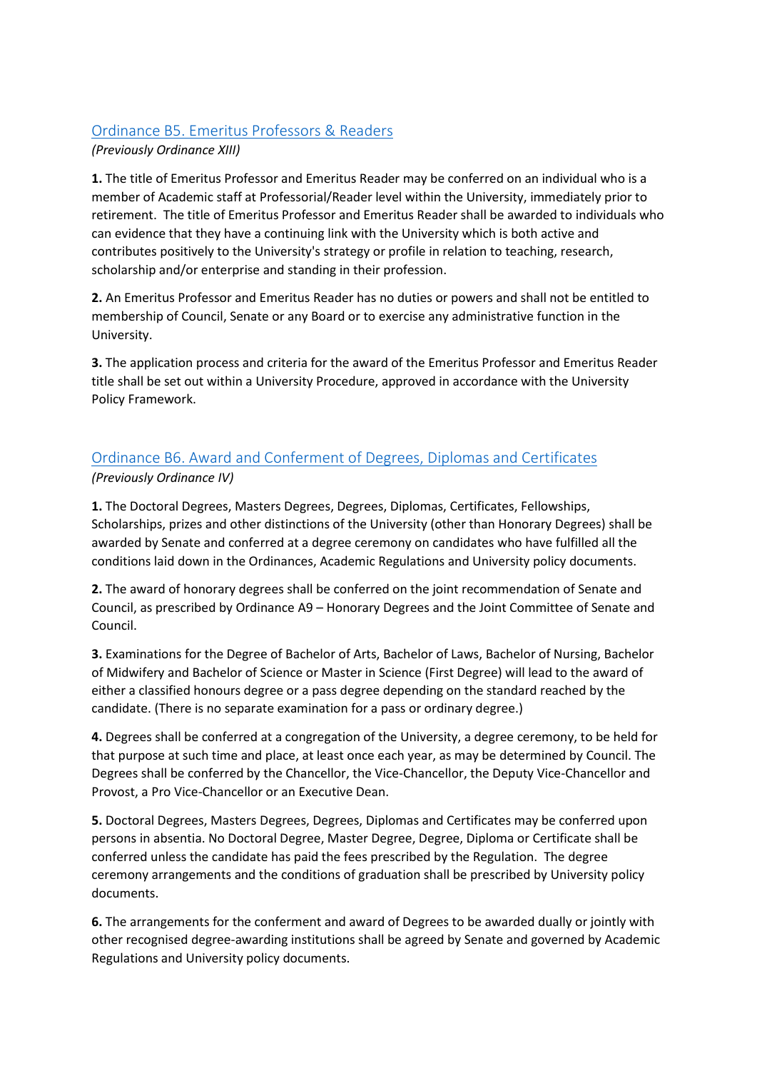## Ordinance B5. Emeritus Professors & Readers

*(Previously Ordinance XIII)*

**1.** The title of Emeritus Professor and Emeritus Reader may be conferred on an individual who is a member of Academic staff at Professorial/Reader level within the University, immediately prior to retirement. The title of Emeritus Professor and Emeritus Reader shall be awarded to individuals who can evidence that they have a continuing link with the University which is both active and contributes positively to the University's strategy or profile in relation to teaching, research, scholarship and/or enterprise and standing in their profession.

**2.** An Emeritus Professor and Emeritus Reader has no duties or powers and shall not be entitled to membership of Council, Senate or any Board or to exercise any administrative function in the University.

**3.** The application process and criteria for the award of the Emeritus Professor and Emeritus Reader title shall be set out within a University Procedure, approved in accordance with the University Policy Framework.

## Ordinance B6. Award and Conferment of Degrees, Diplomas and Certificates

*(Previously Ordinance IV)*

**1.** The Doctoral Degrees, Masters Degrees, Degrees, Diplomas, Certificates, Fellowships, Scholarships, prizes and other distinctions of the University (other than Honorary Degrees) shall be awarded by Senate and conferred at a degree ceremony on candidates who have fulfilled all the conditions laid down in the Ordinances, Academic Regulations and University policy documents.

**2.** The award of honorary degrees shall be conferred on the joint recommendation of Senate and Council, as prescribed by Ordinance A9 – Honorary Degrees and the Joint Committee of Senate and Council.

**3.** Examinations for the Degree of Bachelor of Arts, Bachelor of Laws, Bachelor of Nursing, Bachelor of Midwifery and Bachelor of Science or Master in Science (First Degree) will lead to the award of either a classified honours degree or a pass degree depending on the standard reached by the candidate. (There is no separate examination for a pass or ordinary degree.)

**4.** Degrees shall be conferred at a congregation of the University, a degree ceremony, to be held for that purpose at such time and place, at least once each year, as may be determined by Council. The Degrees shall be conferred by the Chancellor, the Vice-Chancellor, the Deputy Vice-Chancellor and Provost, a Pro Vice-Chancellor or an Executive Dean.

**5.** Doctoral Degrees, Masters Degrees, Degrees, Diplomas and Certificates may be conferred upon persons in absentia. No Doctoral Degree, Master Degree, Degree, Diploma or Certificate shall be conferred unless the candidate has paid the fees prescribed by the Regulation. The degree ceremony arrangements and the conditions of graduation shall be prescribed by University policy documents.

**6.** The arrangements for the conferment and award of Degrees to be awarded dually or jointly with other recognised degree-awarding institutions shall be agreed by Senate and governed by Academic Regulations and University policy documents.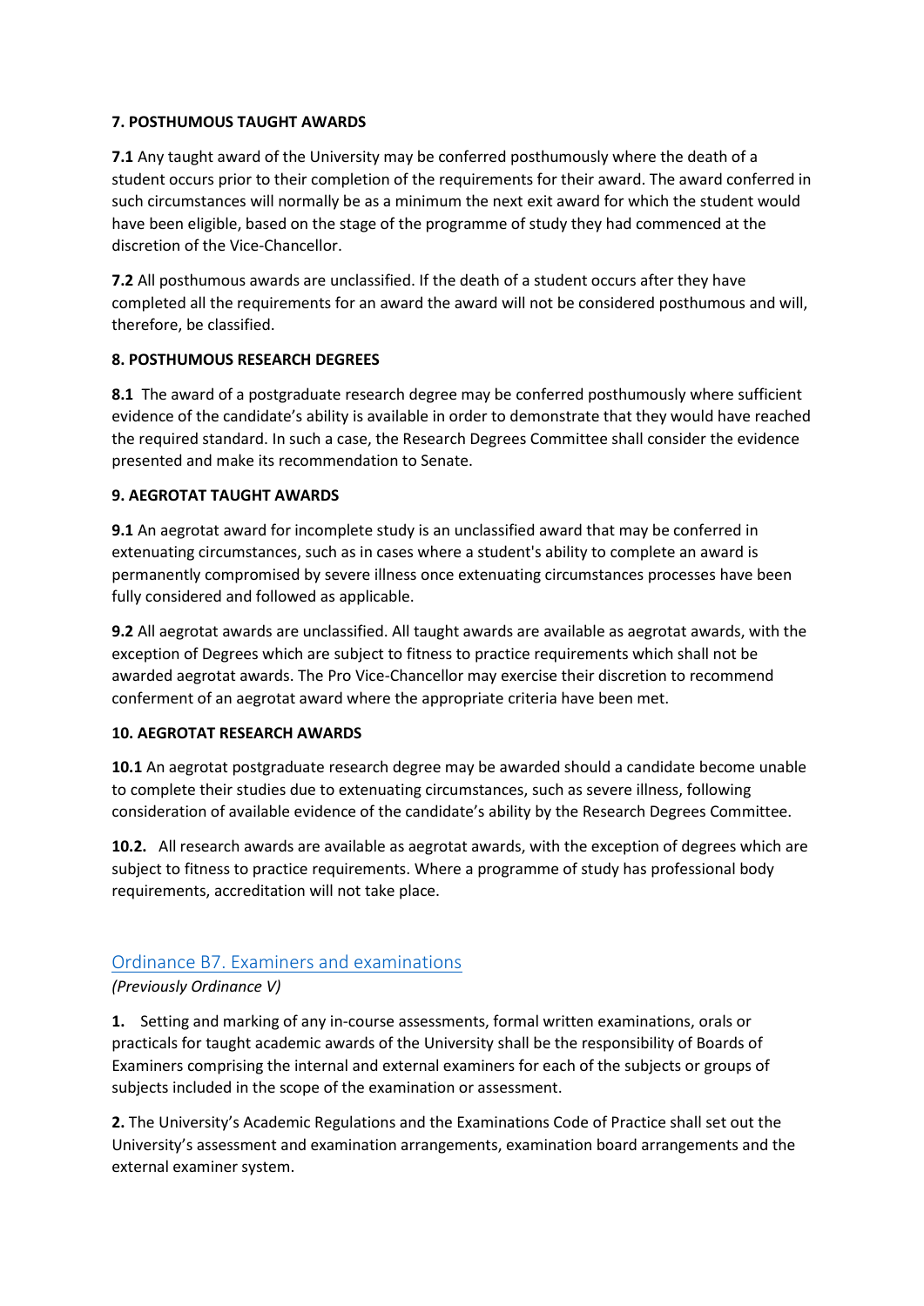### 7. POSTHUMOUS TAUGHT AWARDS

**7.1** Any taught award of the University may be conferred posthumously where the death of a student occurs prior to their completion of the requirements for their award. The award conferred in such circumstances will normally be as a minimum the next exit award for which the student would have been eligible, based on the stage of the programme of study they had commenced at the discretion of the Vice-Chancellor.

**7.2** All posthumous awards are unclassified. If the death of a student occurs after they have completed all the requirements for an award the award will not be considered posthumous and will, therefore, be classified.

### 8. POSTHUMOUS RESEARCH DEGREES

**8.1** The award of a postgraduate research degree may be conferred posthumously where sufficient evidence of the candidate's ability is available in order to demonstrate that they would have reached the required standard. In such a case, the Research Degrees Committee shall consider the evidence presented and make its recommendation to Senate.

### 9. AEGROTAT TAUGHT AWARDS

**9.1** An aegrotat award for incomplete study is an unclassified award that may be conferred in extenuating circumstances, such as in cases where a student's ability to complete an award is permanently compromised by severe illness once extenuating circumstances processes have been fully considered and followed as applicable.

**9.2** All aegrotat awards are unclassified. All taught awards are available as aegrotat awards, with the exception of Degrees which are subject to fitness to practice requirements which shall not be awarded aegrotat awards. The Pro Vice-Chancellor may exercise their discretion to recommend conferment of an aegrotat award where the appropriate criteria have been met.

### 10. AEGROTAT RESEARCH AWARDS

**10.1** An aegrotat postgraduate research degree may be awarded should a candidate become unable to complete their studies due to extenuating circumstances, such as severe illness, following consideration of available evidence of the candidate's ability by the Research Degrees Committee.

**10.2.** All research awards are available as aegrotat awards, with the exception of degrees which are subject to fitness to practice requirements. Where a programme of study has professional body requirements, accreditation will not take place.

## Ordinance B7. Examiners and examinations

*(Previously Ordinance V)*

**1.** Setting and marking of any in-course assessments, formal written examinations, orals or practicals for taught academic awards of the University shall be the responsibility of Boards of Examiners comprising the internal and external examiners for each of the subjects or groups of subjects included in the scope of the examination or assessment.

**2.** The University's Academic Regulations and the Examinations Code of Practice shall set out the University's assessment and examination arrangements, examination board arrangements and the external examiner system.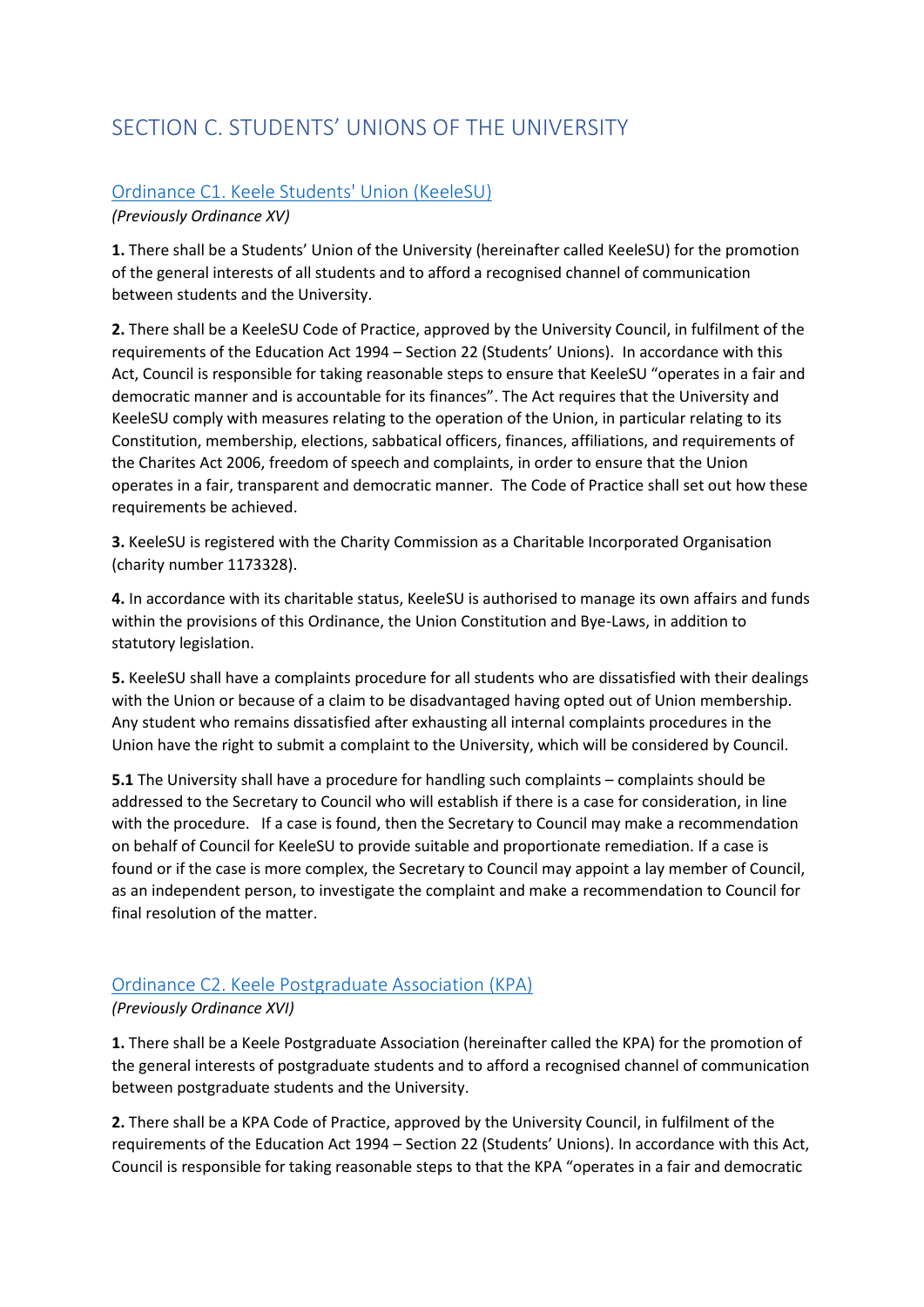# SECTION C. STUDENTS' UNIONS OF THE UNIVERSITY

## Ordinance C1. Keele Students' Union (KeeleSU)

*(Previously Ordinance XV)*

**1.** There shall be a Students' Union of the University (hereinafter called KeeleSU) for the promotion of the general interests of all students and to afford a recognised channel of communication between students and the University.

**2.** There shall be a KeeleSU Code of Practice, approved by the University Council, in fulfilment of the requirements of the Education Act 1994 – Section 22 (Students' Unions). In accordance with this Act, Council is responsible for taking reasonable steps to ensure that KeeleSU "operates in a fair and democratic manner and is accountable for its finances". The Act requires that the University and KeeleSU comply with measures relating to the operation of the Union, in particular relating to its Constitution, membership, elections, sabbatical officers, finances, affiliations, and requirements of the Charites Act 2006, freedom of speech and complaints, in order to ensure that the Union operates in a fair, transparent and democratic manner. The Code of Practice shall set out how these requirements be achieved.

**3.** KeeleSU is registered with the Charity Commission as a Charitable Incorporated Organisation (charity number 1173328).

**4.** In accordance with its charitable status, KeeleSU is authorised to manage its own affairs and funds within the provisions of this Ordinance, the Union Constitution and Bye-Laws, in addition to statutory legislation.

**5.** KeeleSU shall have a complaints procedure for all students who are dissatisfied with their dealings with the Union or because of a claim to be disadvantaged having opted out of Union membership. Any student who remains dissatisfied after exhausting all internal complaints procedures in the Union have the right to submit a complaint to the University, which will be considered by Council.

**5.1** The University shall have a procedure for handling such complaints – complaints should be addressed to the Secretary to Council who will establish if there is a case for consideration, in line with the procedure. If a case is found, then the Secretary to Council may make a recommendation on behalf of Council for KeeleSU to provide suitable and proportionate remediation. If a case is found or if the case is more complex, the Secretary to Council may appoint a lay member of Council, as an independent person, to investigate the complaint and make a recommendation to Council for final resolution of the matter.

## Ordinance C2. Keele Postgraduate Association (KPA)

*(Previously Ordinance XVI)*

**1.** There shall be a Keele Postgraduate Association (hereinafter called the KPA) for the promotion of the general interests of postgraduate students and to afford a recognised channel of communication between postgraduate students and the University.

**2.** There shall be a KPA Code of Practice, approved by the University Council, in fulfilment of the requirements of the Education Act 1994 – Section 22 (Students' Unions). In accordance with this Act, Council is responsible for taking reasonable steps to that the KPA "operates in a fair and democratic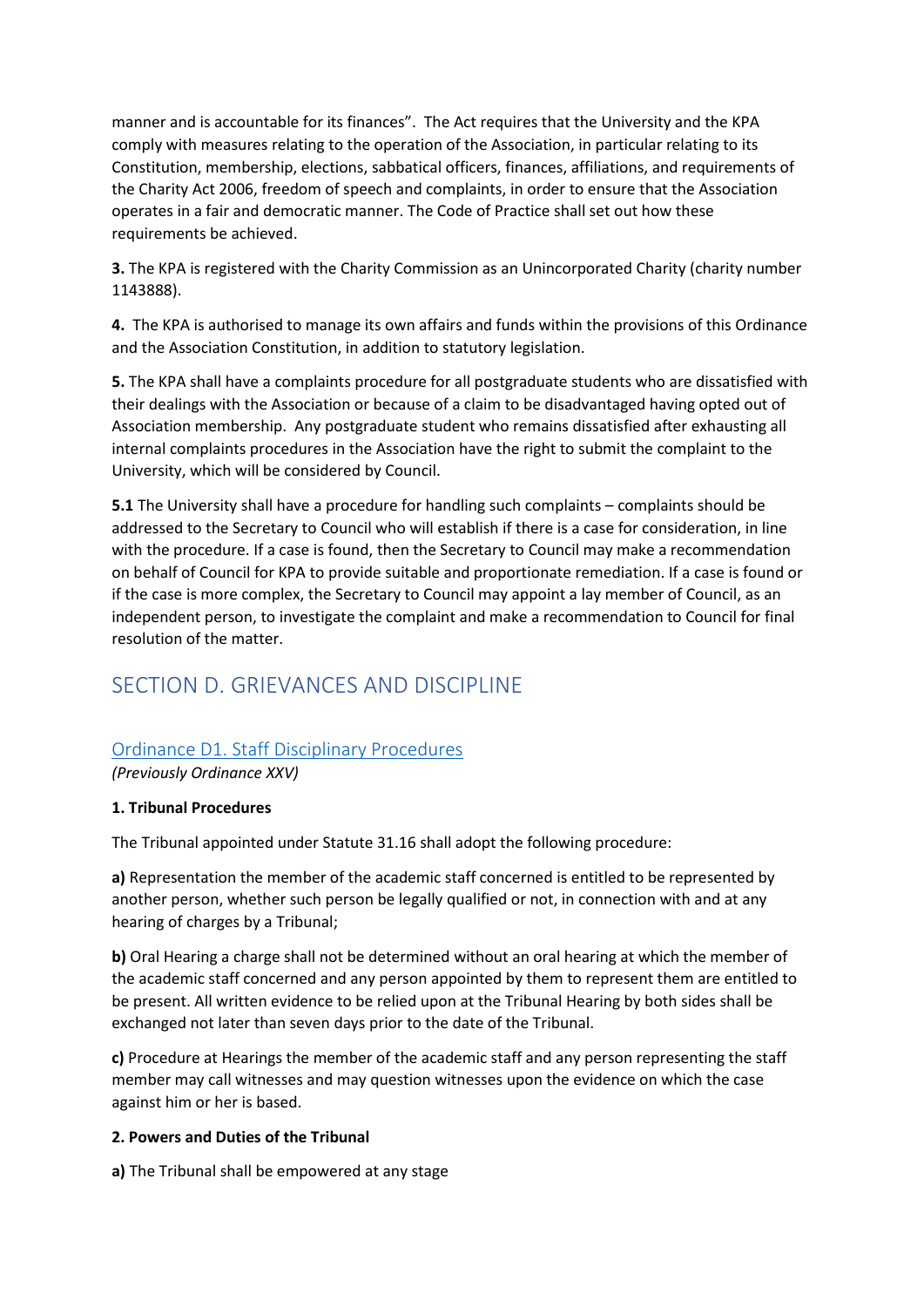manner and is accountable for its finances". The Act requires that the University and the KPA comply with measures relating to the operation of the Association, in particular relating to its Constitution, membership, elections, sabbatical officers, finances, affiliations, and requirements of the Charity Act 2006, freedom of speech and complaints, in order to ensure that the Association operates in a fair and democratic manner. The Code of Practice shall set out how these requirements be achieved.

**3.** The KPA is registered with the Charity Commission as an Unincorporated Charity (charity number 1143888).

**4.** The KPA is authorised to manage its own affairs and funds within the provisions of this Ordinance and the Association Constitution, in addition to statutory legislation.

**5.** The KPA shall have a complaints procedure for all postgraduate students who are dissatisfied with their dealings with the Association or because of a claim to be disadvantaged having opted out of Association membership. Any postgraduate student who remains dissatisfied after exhausting all internal complaints procedures in the Association have the right to submit the complaint to the University, which will be considered by Council.

**5.1** The University shall have a procedure for handling such complaints – complaints should be addressed to the Secretary to Council who will establish if there is a case for consideration, in line with the procedure. If a case is found, then the Secretary to Council may make a recommendation on behalf of Council for KPA to provide suitable and proportionate remediation. If a case is found or if the case is more complex, the Secretary to Council may appoint a lay member of Council, as an independent person, to investigate the complaint and make a recommendation to Council for final resolution of the matter.

## SECTION D. GRIEVANCES AND DISCIPLINE

### Ordinance D1. Staff Disciplinary Procedures

*(Previously Ordinance XXV)*

**1. Tribunal Procedures**

The Tribunal appointed under Statute 31.16 shall adopt the following procedure:

**a)** Representation the member of the academic staff concerned is entitled to be represented by another person, whether such person be legally qualified or not, in connection with and at any hearing of charges by a Tribunal;

**b)** Oral Hearing a charge shall not be determined without an oral hearing at which the member of the academic staff concerned and any person appointed by them to represent them are entitled to be present. All written evidence to be relied upon at the Tribunal Hearing by both sides shall be exchanged not later than seven days prior to the date of the Tribunal.

**c)** Procedure at Hearings the member of the academic staff and any person representing the staff member may call witnesses and may question witnesses upon the evidence on which the case against him or her is based.

**2. Powers and Duties of the Tribunal**

**a)** The Tribunal shall be empowered at any stage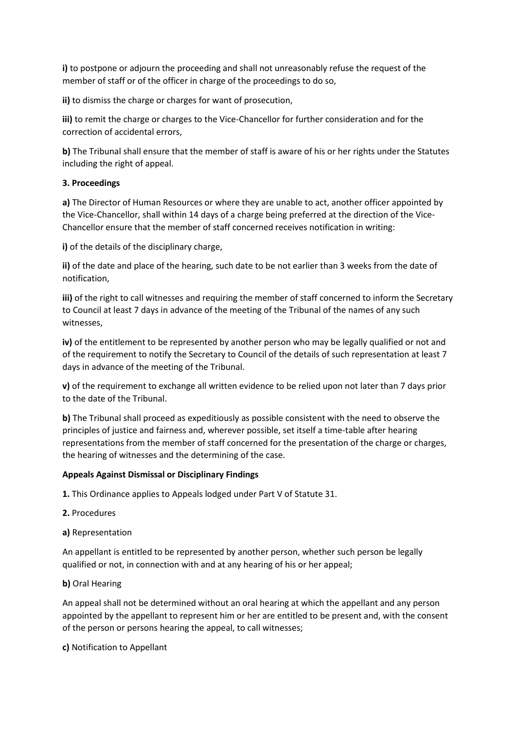**i)** to postpone or adjourn the proceeding and shall not unreasonably refuse the request of the member of staff or of the officer in charge of the proceedings to do so,

**ii)** to dismiss the charge or charges for want of prosecution,

**iii)** to remit the charge or charges to the Vice-Chancellor for further consideration and for the correction of accidental errors,

**b)** The Tribunal shall ensure that the member of staff is aware of his or her rights under the Statutes including the right of appeal.

**3. Proceedings**

**a)** The Director of Human Resources or where they are unable to act, another officer appointed by the Vice-Chancellor, shall within 14 days of a charge being preferred at the direction of the Vice-Chancellor ensure that the member of staff concerned receives notification in writing:

**i)** of the details of the disciplinary charge,

**ii)** of the date and place of the hearing, such date to be not earlier than 3 weeks from the date of notification,

**iii)** of the right to call witnesses and requiring the member of staff concerned to inform the Secretary to Council at least 7 days in advance of the meeting of the Tribunal of the names of any such witnesses,

**iv)** of the entitlement to be represented by another person who may be legally qualified or not and of the requirement to notify the Secretary to Council of the details of such representation at least 7 days in advance of the meeting of the Tribunal.

**v)** of the requirement to exchange all written evidence to be relied upon not later than 7 days prior to the date of the Tribunal.

**b)** The Tribunal shall proceed as expeditiously as possible consistent with the need to observe the principles of justice and fairness and, wherever possible, set itself a time-table after hearing representations from the member of staff concerned for the presentation of the charge or charges, the hearing of witnesses and the determining of the case.

**Appeals Against Dismissal or Disciplinary Findings**

**1.** This Ordinance applies to Appeals lodged under Part V of Statute 31.

**2.** Procedures

**a)** Representation

An appellant is entitled to be represented by another person, whether such person be legally qualified or not, in connection with and at any hearing of his or her appeal;

**b)** Oral Hearing

An appeal shall not be determined without an oral hearing at which the appellant and any person appointed by the appellant to represent him or her are entitled to be present and, with the consent of the person or persons hearing the appeal, to call witnesses;

**c)** Notification to Appellant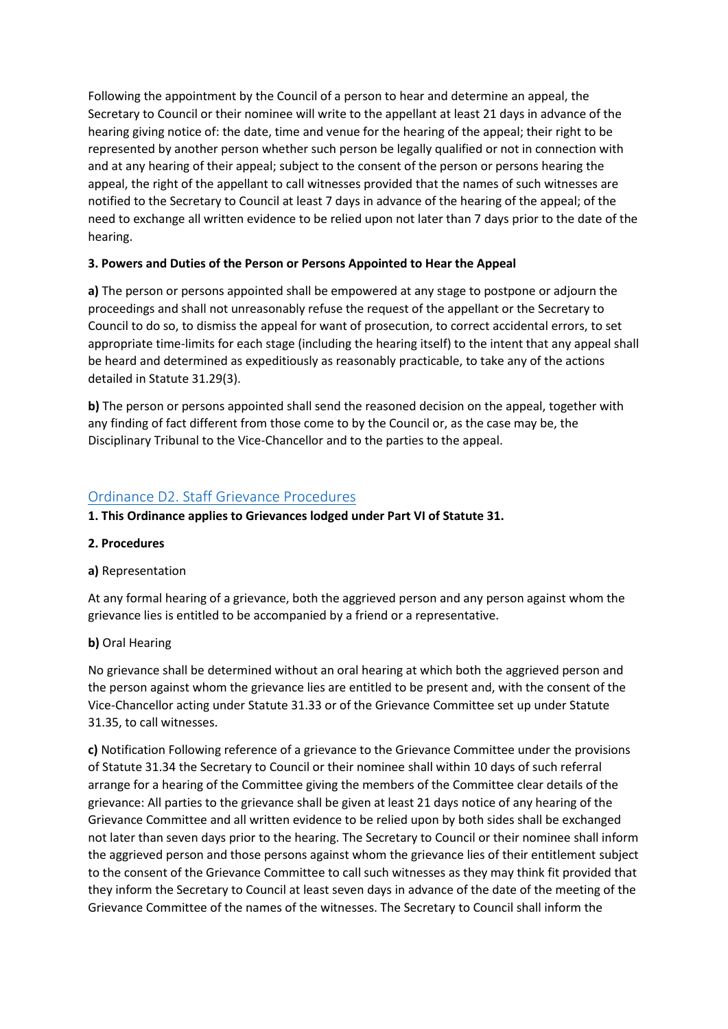Following the appointment by the Council of a person to hear and determine an appeal, the Secretary to Council or their nominee will write to the appellant at least 21 days in advance of the hearing giving notice of: the date, time and venue for the hearing of the appeal; their right to be represented by another person whether such person be legally qualified or not in connection with and at any hearing of their appeal; subject to the consent of the person or persons hearing the appeal, the right of the appellant to call witnesses provided that the names of such witnesses are notified to the Secretary to Council at least 7 days in advance of the hearing of the appeal; of the need to exchange all written evidence to be relied upon not later than 7 days prior to the date of the hearing.

**3. Powers and Duties of the Person or Persons Appointed to Hear the Appeal**

**a)** The person or persons appointed shall be empowered at any stage to postpone or adjourn the proceedings and shall not unreasonably refuse the request of the appellant or the Secretary to Council to do so, to dismiss the appeal for want of prosecution, to correct accidental errors, to set appropriate time-limits for each stage (including the hearing itself) to the intent that any appeal shall be heard and determined as expeditiously as reasonably practicable, to take any of the actions detailed in Statute 31.29(3).

**b)** The person or persons appointed shall send the reasoned decision on the appeal, together with any finding of fact different from those come to by the Council or, as the case may be, the Disciplinary Tribunal to the Vice-Chancellor and to the parties to the appeal.

## Ordinance D2. Staff Grievance Procedures

**1. This Ordinance applies to Grievances lodged under Part VI of Statute 31.**

**2. Procedures**

**a)** Representation

At any formal hearing of a grievance, both the aggrieved person and any person against whom the grievance lies is entitled to be accompanied by a friend or a representative.

**b)** Oral Hearing

No grievance shall be determined without an oral hearing at which both the aggrieved person and the person against whom the grievance lies are entitled to be present and, with the consent of the Vice-Chancellor acting under Statute 31.33 or of the Grievance Committee set up under Statute 31.35, to call witnesses.

**c)** Notification Following reference of a grievance to the Grievance Committee under the provisions of Statute 31.34 the Secretary to Council or their nominee shall within 10 days of such referral arrange for a hearing of the Committee giving the members of the Committee clear details of the grievance: All parties to the grievance shall be given at least 21 days notice of any hearing of the Grievance Committee and all written evidence to be relied upon by both sides shall be exchanged not later than seven days prior to the hearing. The Secretary to Council or their nominee shall inform the aggrieved person and those persons against whom the grievance lies of their entitlement subject to the consent of the Grievance Committee to call such witnesses as they may think fit provided that they inform the Secretary to Council at least seven days in advance of the date of the meeting of the Grievance Committee of the names of the witnesses. The Secretary to Council shall inform the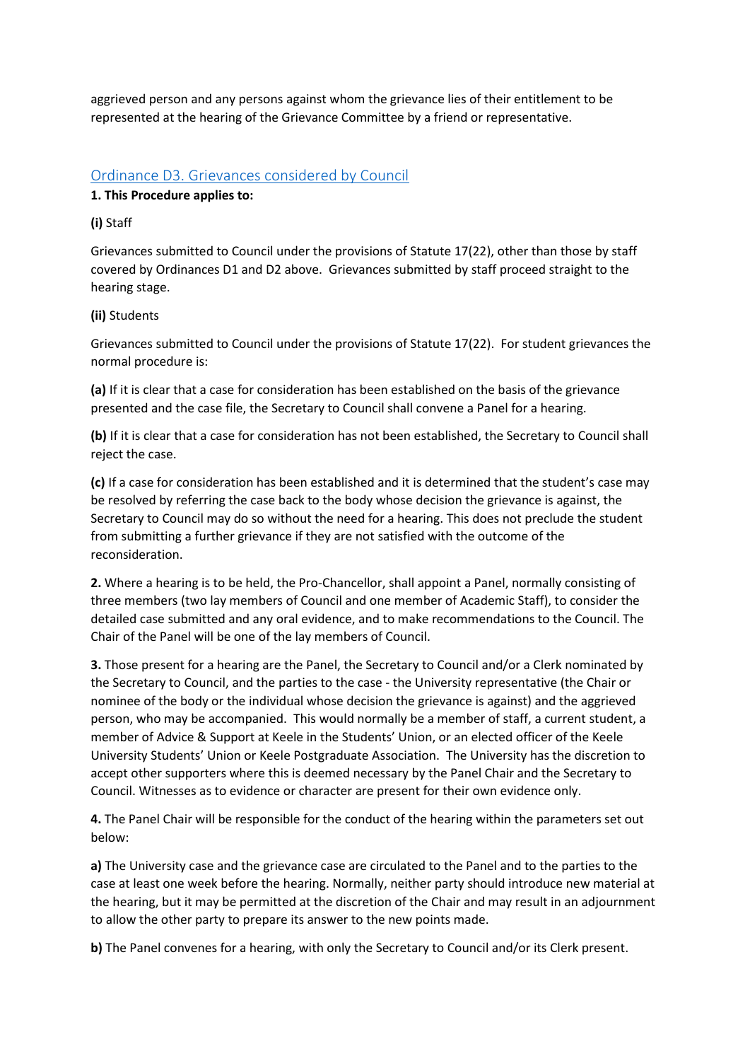aggrieved person and any persons against whom the grievance lies of their entitlement to be represented at the hearing of the Grievance Committee by a friend or representative.

## Ordinance D3. Grievances considered by Council

**1. This Procedure applies to:**

**(i)** Staff

Grievances submitted to Council under the provisions of Statute 17(22), other than those by staff covered by Ordinances D1 and D2 above. Grievances submitted by staff proceed straight to the hearing stage.

**(ii)** Students

Grievances submitted to Council under the provisions of Statute 17(22). For student grievances the normal procedure is:

**(a)** If it is clear that a case for consideration has been established on the basis of the grievance presented and the case file, the Secretary to Council shall convene a Panel for a hearing.

**(b)** If it is clear that a case for consideration has not been established, the Secretary to Council shall reject the case.

**(c)** If a case for consideration has been established and it is determined that the student's case may be resolved by referring the case back to the body whose decision the grievance is against, the Secretary to Council may do so without the need for a hearing. This does not preclude the student from submitting a further grievance if they are not satisfied with the outcome of the reconsideration.

**2.** Where a hearing is to be held, the Pro-Chancellor, shall appoint a Panel, normally consisting of three members (two lay members of Council and one member of Academic Staff), to consider the detailed case submitted and any oral evidence, and to make recommendations to the Council. The Chair of the Panel will be one of the lay members of Council.

**3.** Those present for a hearing are the Panel, the Secretary to Council and/or a Clerk nominated by the Secretary to Council, and the parties to the case - the University representative (the Chair or nominee of the body or the individual whose decision the grievance is against) and the aggrieved person, who may be accompanied. This would normally be a member of staff, a current student, a member of Advice & Support at Keele in the Students' Union, or an elected officer of the Keele University Students' Union or Keele Postgraduate Association. The University has the discretion to accept other supporters where this is deemed necessary by the Panel Chair and the Secretary to Council. Witnesses as to evidence or character are present for their own evidence only.

**4.** The Panel Chair will be responsible for the conduct of the hearing within the parameters set out below:

**a)** The University case and the grievance case are circulated to the Panel and to the parties to the case at least one week before the hearing. Normally, neither party should introduce new material at the hearing, but it may be permitted at the discretion of the Chair and may result in an adjournment to allow the other party to prepare its answer to the new points made.

**b)** The Panel convenes for a hearing, with only the Secretary to Council and/or its Clerk present.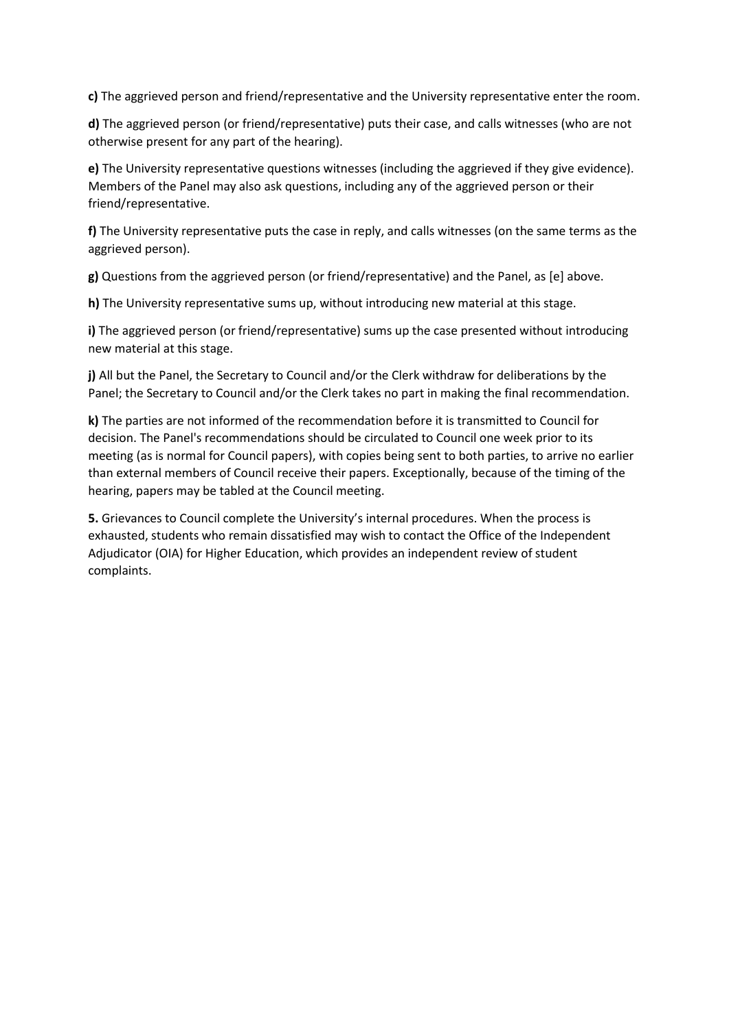**c)** The aggrieved person and friend/representative and the University representative enter the room.

**d)** The aggrieved person (or friend/representative) puts their case, and calls witnesses (who are not otherwise present for any part of the hearing).

**e)** The University representative questions witnesses (including the aggrieved if they give evidence). Members of the Panel may also ask questions, including any of the aggrieved person or their friend/representative.

**f)** The University representative puts the case in reply, and calls witnesses (on the same terms as the aggrieved person).

**g)** Questions from the aggrieved person (or friend/representative) and the Panel, as [e] above.

**h)** The University representative sums up, without introducing new material at this stage.

**i)** The aggrieved person (or friend/representative) sums up the case presented without introducing new material at this stage.

**j)** All but the Panel, the Secretary to Council and/or the Clerk withdraw for deliberations by the Panel; the Secretary to Council and/or the Clerk takes no part in making the final recommendation.

**k)** The parties are not informed of the recommendation before it is transmitted to Council for decision. The Panel's recommendations should be circulated to Council one week prior to its meeting (as is normal for Council papers), with copies being sent to both parties, to arrive no earlier than external members of Council receive their papers. Exceptionally, because of the timing of the hearing, papers may be tabled at the Council meeting.

**5.** Grievances to Council complete the University's internal procedures. When the process is exhausted, students who remain dissatisfied may wish to contact the Office of the Independent Adjudicator (OIA) for Higher Education, which provides an independent review of student complaints.